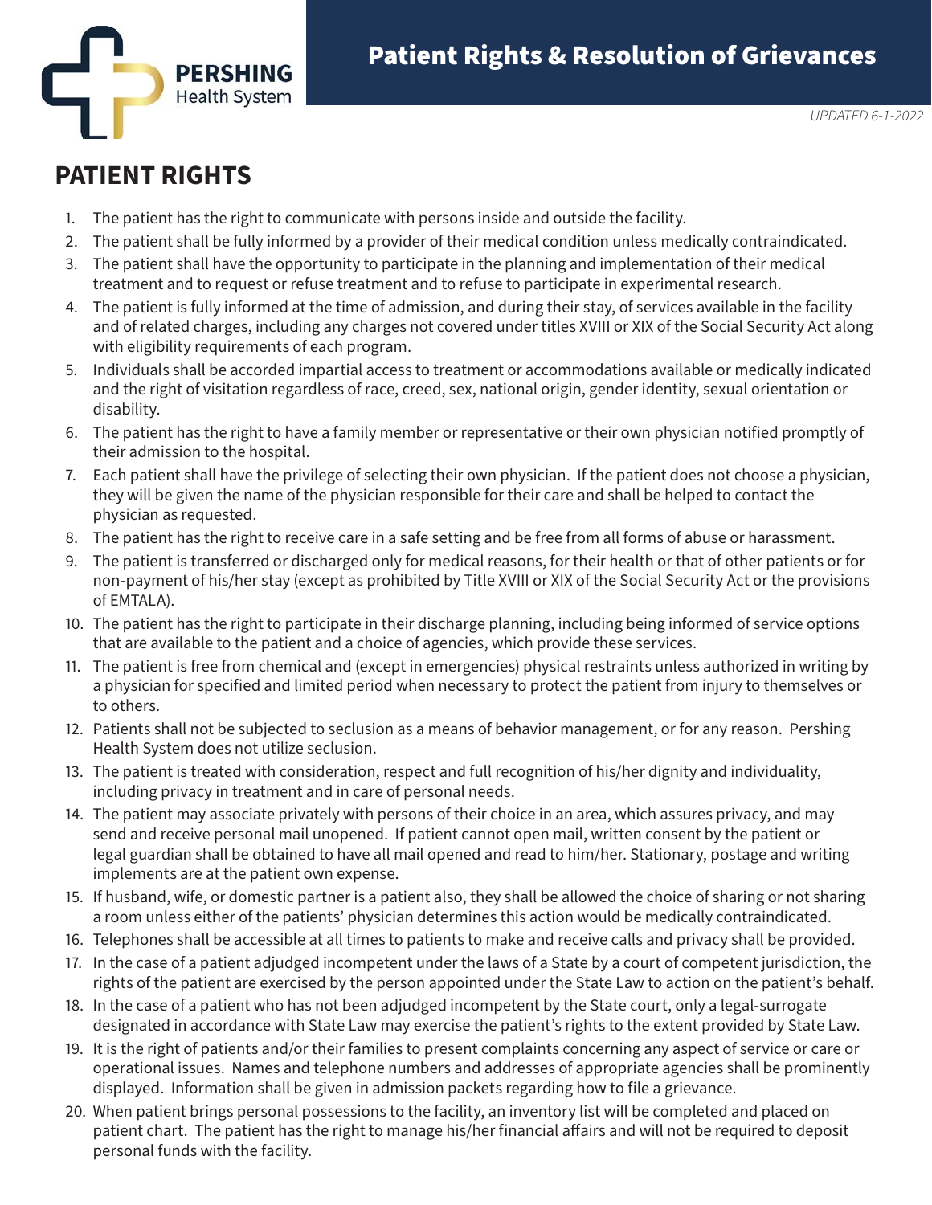PERSHING Health System

# Patient Rights & Resolution of Grievances

*UPDATED 6-1-2022*

## PATIENT RIGHTS

1. The patient has the right to communicate with persons inside and outside the facility.
2. The patient shall be fully informed by a provider of their medical condition unless medically contraindicated.
3. The patient shall have the opportunity to participate in the planning and implementation of their medical treatment and to request or refuse treatment and to refuse to participate in experimental research.
4. The patient is fully informed at the time of admission, and during their stay, of services available in the facility and of related charges, including any charges not covered under titles XVIII or XIX of the Social Security Act along with eligibility requirements of each program.
5. Individuals shall be accorded impartial access to treatment or accommodations available or medically indicated and the right of visitation regardless of race, creed, sex, national origin, gender identity, sexual orientation or disability.
6. The patient has the right to have a family member or representative or their own physician notified promptly of their admission to the hospital.
7. Each patient shall have the privilege of selecting their own physician. If the patient does not choose a physician, they will be given the name of the physician responsible for their care and shall be helped to contact the physician as requested.
8. The patient has the right to receive care in a safe setting and be free from all forms of abuse or harassment.
9. The patient is transferred or discharged only for medical reasons, for their health or that of other patients or for non-payment of his/her stay (except as prohibited by Title XVIII or XIX of the Social Security Act or the provisions of EMTALA).
10. The patient has the right to participate in their discharge planning, including being informed of service options that are available to the patient and a choice of agencies, which provide these services.
11. The patient is free from chemical and (except in emergencies) physical restraints unless authorized in writing by a physician for specified and limited period when necessary to protect the patient from injury to themselves or to others.
12. Patients shall not be subjected to seclusion as a means of behavior management, or for any reason. Pershing Health System does not utilize seclusion.
13. The patient is treated with consideration, respect and full recognition of his/her dignity and individuality, including privacy in treatment and in care of personal needs.
14. The patient may associate privately with persons of their choice in an area, which assures privacy, and may send and receive personal mail unopened. If patient cannot open mail, written consent by the patient or legal guardian shall be obtained to have all mail opened and read to him/her. Stationary, postage and writing implements are at the patient own expense.
15. If husband, wife, or domestic partner is a patient also, they shall be allowed the choice of sharing or not sharing a room unless either of the patients' physician determines this action would be medically contraindicated.
16. Telephones shall be accessible at all times to patients to make and receive calls and privacy shall be provided.
17. In the case of a patient adjudged incompetent under the laws of a State by a court of competent jurisdiction, the rights of the patient are exercised by the person appointed under the State Law to action on the patient's behalf.
18. In the case of a patient who has not been adjudged incompetent by the State court, only a legal-surrogate designated in accordance with State Law may exercise the patient's rights to the extent provided by State Law.
19. It is the right of patients and/or their families to present complaints concerning any aspect of service or care or operational issues. Names and telephone numbers and addresses of appropriate agencies shall be prominently displayed. Information shall be given in admission packets regarding how to file a grievance.
20. When patient brings personal possessions to the facility, an inventory list will be completed and placed on patient chart. The patient has the right to manage his/her financial affairs and will not be required to deposit personal funds with the facility.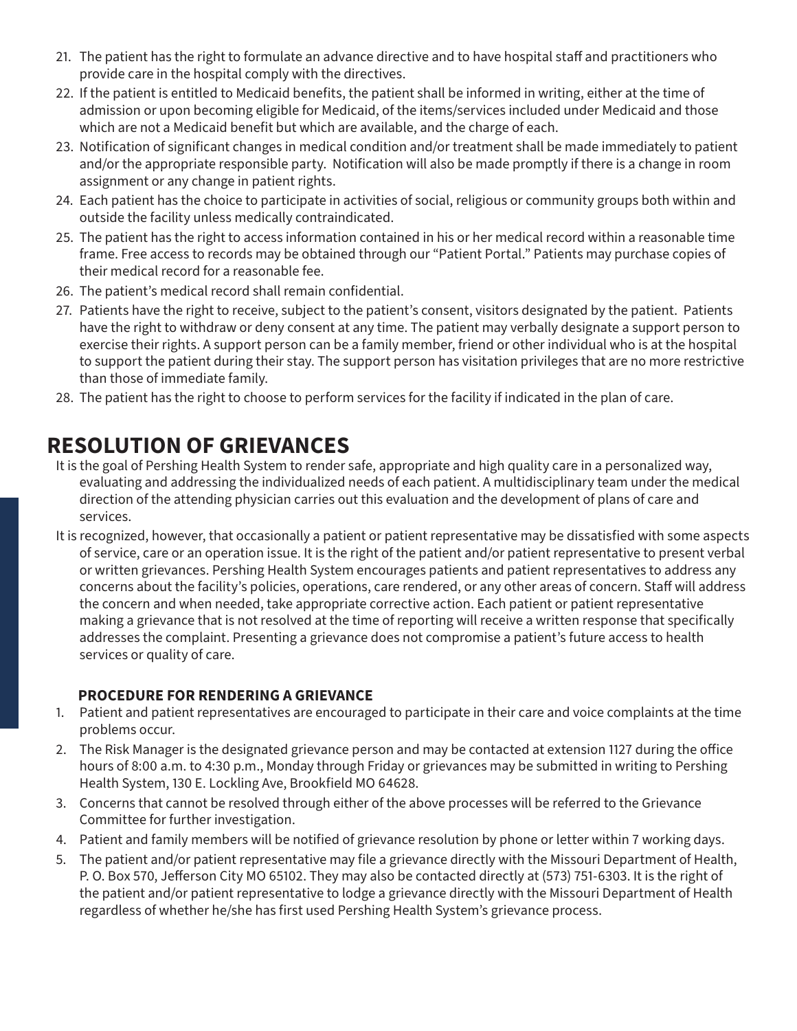21. The patient has the right to formulate an advance directive and to have hospital staff and practitioners who provide care in the hospital comply with the directives.
22. If the patient is entitled to Medicaid benefits, the patient shall be informed in writing, either at the time of admission or upon becoming eligible for Medicaid, of the items/services included under Medicaid and those which are not a Medicaid benefit but which are available, and the charge of each.
23. Notification of significant changes in medical condition and/or treatment shall be made immediately to patient and/or the appropriate responsible party. Notification will also be made promptly if there is a change in room assignment or any change in patient rights.
24. Each patient has the choice to participate in activities of social, religious or community groups both within and outside the facility unless medically contraindicated.
25. The patient has the right to access information contained in his or her medical record within a reasonable time frame. Free access to records may be obtained through our "Patient Portal." Patients may purchase copies of their medical record for a reasonable fee.
26. The patient's medical record shall remain confidential.
27. Patients have the right to receive, subject to the patient's consent, visitors designated by the patient. Patients have the right to withdraw or deny consent at any time. The patient may verbally designate a support person to exercise their rights. A support person can be a family member, friend or other individual who is at the hospital to support the patient during their stay. The support person has visitation privileges that are no more restrictive than those of immediate family.
28. The patient has the right to choose to perform services for the facility if indicated in the plan of care.

# RESOLUTION OF GRIEVANCES

It is the goal of Pershing Health System to render safe, appropriate and high quality care in a personalized way, evaluating and addressing the individualized needs of each patient. A multidisciplinary team under the medical direction of the attending physician carries out this evaluation and the development of plans of care and services.

It is recognized, however, that occasionally a patient or patient representative may be dissatisfied with some aspects of service, care or an operation issue. It is the right of the patient and/or patient representative to present verbal or written grievances. Pershing Health System encourages patients and patient representatives to address any concerns about the facility's policies, operations, care rendered, or any other areas of concern. Staff will address the concern and when needed, take appropriate corrective action. Each patient or patient representative making a grievance that is not resolved at the time of reporting will receive a written response that specifically addresses the complaint. Presenting a grievance does not compromise a patient's future access to health services or quality of care.

### PROCEDURE FOR RENDERING A GRIEVANCE

1. Patient and patient representatives are encouraged to participate in their care and voice complaints at the time problems occur.
2. The Risk Manager is the designated grievance person and may be contacted at extension 1127 during the office hours of 8:00 a.m. to 4:30 p.m., Monday through Friday or grievances may be submitted in writing to Pershing Health System, 130 E. Lockling Ave, Brookfield MO 64628.
3. Concerns that cannot be resolved through either of the above processes will be referred to the Grievance Committee for further investigation.
4. Patient and family members will be notified of grievance resolution by phone or letter within 7 working days.
5. The patient and/or patient representative may file a grievance directly with the Missouri Department of Health, P. O. Box 570, Jefferson City MO 65102. They may also be contacted directly at (573) 751-6303. It is the right of the patient and/or patient representative to lodge a grievance directly with the Missouri Department of Health regardless of whether he/she has first used Pershing Health System's grievance process.